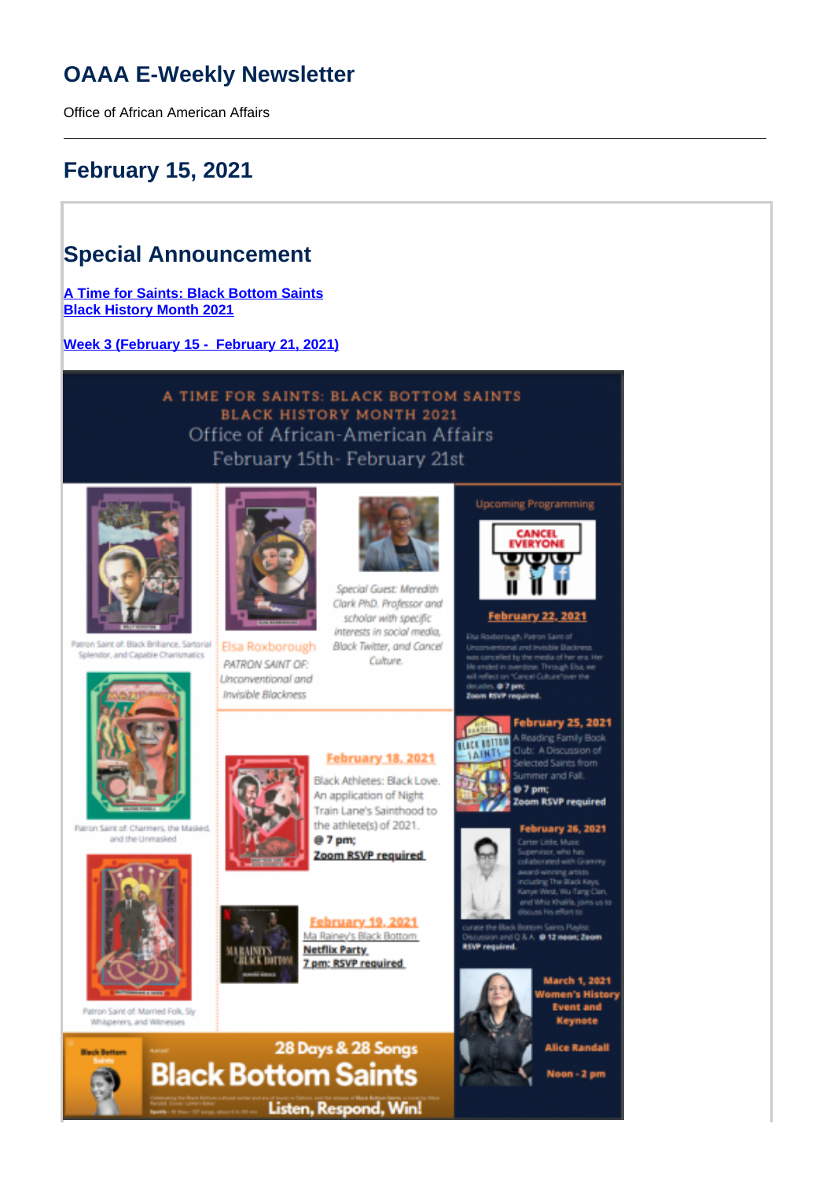# OAAA E-Weekly Newsletter

Office of African American Affairs

---

## February 15, 2021

## Special Announcement

**[A Time for Saints: Black Bottom Saints](#)**
**[Black History Month 2021](#)**

**[Week 3 (February 15 - February 21, 2021)](#)**

A TIME FOR SAINTS: BLACK BOTTOM SAINTS
BLACK HISTORY MONTH 2021
Office of African-American Affairs
February 15th- February 21st

Patron Saint of: Black Brilliance, Sartorial Splendor, and Capable Charismatics

Patron Saint of: Charmers, the Masked, and the Unmasked

Patron Saint of: Married Folk, Sly Whisperers, and Witnesses

Elsa Roxborough
PATRON SAINT OF: Unconventional and Invisible Blackness

Special Guest: Meredith Clark PhD. Professor and scholar with specific interests in social media, Black Twitter, and Cancel Culture.

**February 18, 2021**
Black Athletes: Black Love. An application of Night Train Lane's Sainthood to the athlete(s) of 2021.
**@ 7 pm;**
**Zoom RSVP required**

**February 19, 2021**
Ma Rainey's Black Bottom
**Netflix Party**
**7 pm; RSVP required**

Upcoming Programming

**February 22, 2021**
Elsa Roxborough, Patron Saint of Unconventional and Invisible Blackness was cancelled by the media of her era. Her life ended in overdose. Through Elsa, we will reflect on "Cancel Culture" over the decades. **@ 7 pm; Zoom RSVP required.**

**February 25, 2021**
A Reading Family Book Club: A Discussion of Selected Saints from Summer and Fall.
**@ 7 pm; Zoom RSVP required**

**February 26, 2021**
Carter Little, Music Supervisor, who has collaborated with Grammy award-winning artists including The Black Keys, Kanye West, Wu-Tang Clan, and Whiz Khalifa, joins us to discuss his effort to curate the Black Bottom Saints Playlist. Discussion and Q & A. **@ 12 noon; Zoom RSVP required.**

**March 1, 2021**
**Women's History Event and Keynote**
**Alice Randall**
**Noon - 2 pm**

28 Days & 28 Songs
**Black Bottom Saints**
Listen, Respond, Win!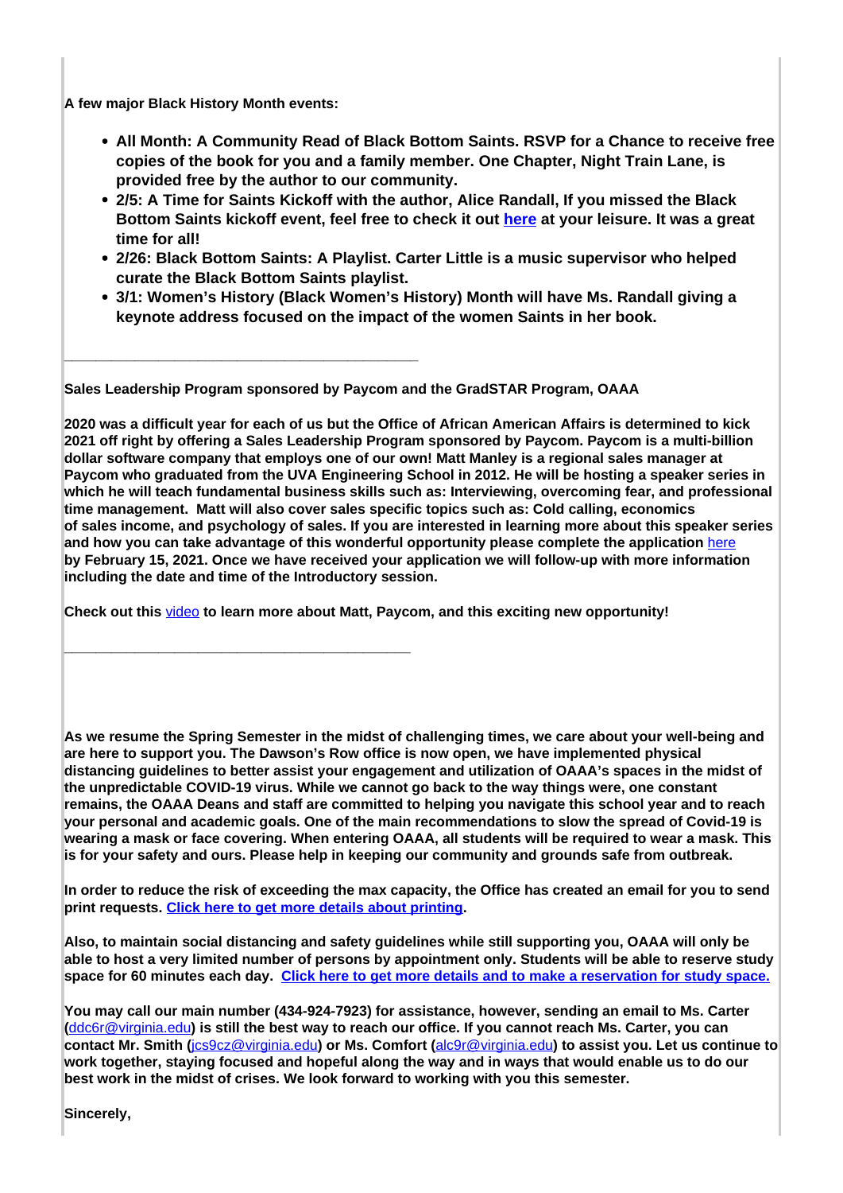**A few major Black History Month events:**

- **All Month: A Community Read of Black Bottom Saints. RSVP for a Chance to receive free copies of the book for you and a family member. One Chapter, Night Train Lane, is provided free by the author to our community.**
- **2/5: A Time for Saints Kickoff with the author, Alice Randall, If you missed the Black Bottom Saints kickoff event, feel free to check it out [here](#) at your leisure. It was a great time for all!**
- **2/26: Black Bottom Saints: A Playlist. Carter Little is a music supervisor who helped curate the Black Bottom Saints playlist.**
- **3/1: Women's History (Black Women's History) Month will have Ms. Randall giving a keynote address focused on the impact of the women Saints in her book.**

---

**Sales Leadership Program sponsored by Paycom and the GradSTAR Program, OAAA**

**2020 was a difficult year for each of us but the Office of African American Affairs is determined to kick 2021 off right by offering a Sales Leadership Program sponsored by Paycom. Paycom is a multi-billion dollar software company that employs one of our own! Matt Manley is a regional sales manager at Paycom who graduated from the UVA Engineering School in 2012. He will be hosting a speaker series in which he will teach fundamental business skills such as: Interviewing, overcoming fear, and professional time management. Matt will also cover sales specific topics such as: Cold calling, economics of sales income, and psychology of sales. If you are interested in learning more about this speaker series and how you can take advantage of this wonderful opportunity please complete the application** [here](#) **by February 15, 2021. Once we have received your application we will follow-up with more information including the date and time of the Introductory session.**

**Check out this** [video](#) **to learn more about Matt, Paycom, and this exciting new opportunity!**

---

**As we resume the Spring Semester in the midst of challenging times, we care about your well-being and are here to support you. The Dawson's Row office is now open, we have implemented physical distancing guidelines to better assist your engagement and utilization of OAAA's spaces in the midst of the unpredictable COVID-19 virus. While we cannot go back to the way things were, one constant remains, the OAAA Deans and staff are committed to helping you navigate this school year and to reach your personal and academic goals. One of the main recommendations to slow the spread of Covid-19 is wearing a mask or face covering. When entering OAAA, all students will be required to wear a mask. This is for your safety and ours. Please help in keeping our community and grounds safe from outbreak.**

**In order to reduce the risk of exceeding the max capacity, the Office has created an email for you to send print requests. [Click here to get more details about printing](#).**

**Also, to maintain social distancing and safety guidelines while still supporting you, OAAA will only be able to host a very limited number of persons by appointment only. Students will be able to reserve study space for 60 minutes each day. [Click here to get more details and to make a reservation for study space.](#)**

**You may call our main number (434-924-7923) for assistance, however, sending an email to Ms. Carter (**ddc6r@virginia.edu**) is still the best way to reach our office. If you cannot reach Ms. Carter, you can contact Mr. Smith (**jcs9cz@virginia.edu**) or Ms. Comfort (**alc9r@virginia.edu**) to assist you. Let us continue to work together, staying focused and hopeful along the way and in ways that would enable us to do our best work in the midst of crises. We look forward to working with you this semester.**

**Sincerely,**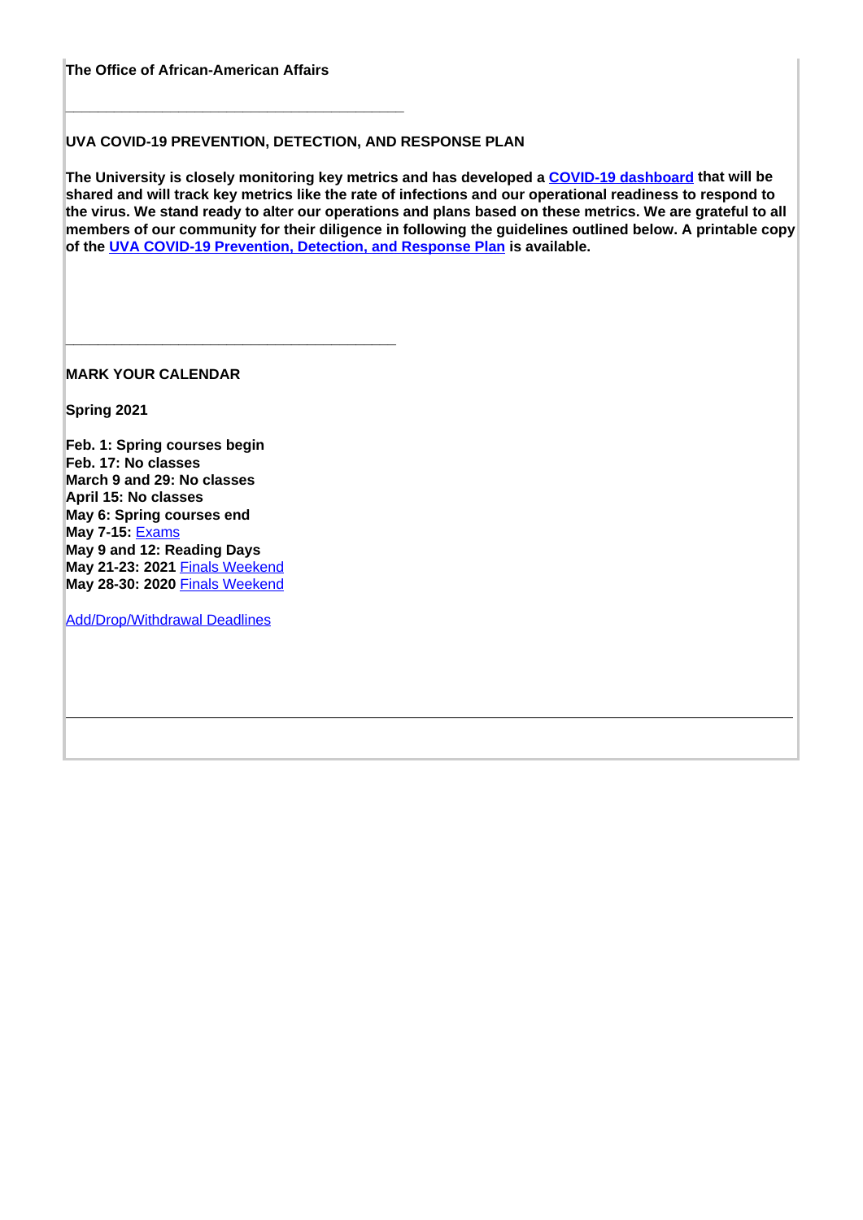**The Office of African-American Affairs**

---

**UVA COVID-19 PREVENTION, DETECTION, AND RESPONSE PLAN**

**The University is closely monitoring key metrics and has developed a COVID-19 dashboard that will be shared and will track key metrics like the rate of infections and our operational readiness to respond to the virus. We stand ready to alter our operations and plans based on these metrics. We are grateful to all members of our community for their diligence in following the guidelines outlined below. A printable copy of the UVA COVID-19 Prevention, Detection, and Response Plan is available.**

---

**MARK YOUR CALENDAR**

**Spring 2021**

**Feb. 1: Spring courses begin**
**Feb. 17: No classes**
**March 9 and 29: No classes**
**April 15: No classes**
**May 6: Spring courses end**
**May 7-15:** Exams
**May 9 and 12: Reading Days**
**May 21-23: 2021** Finals Weekend
**May 28-30: 2020** Finals Weekend

Add/Drop/Withdrawal Deadlines

---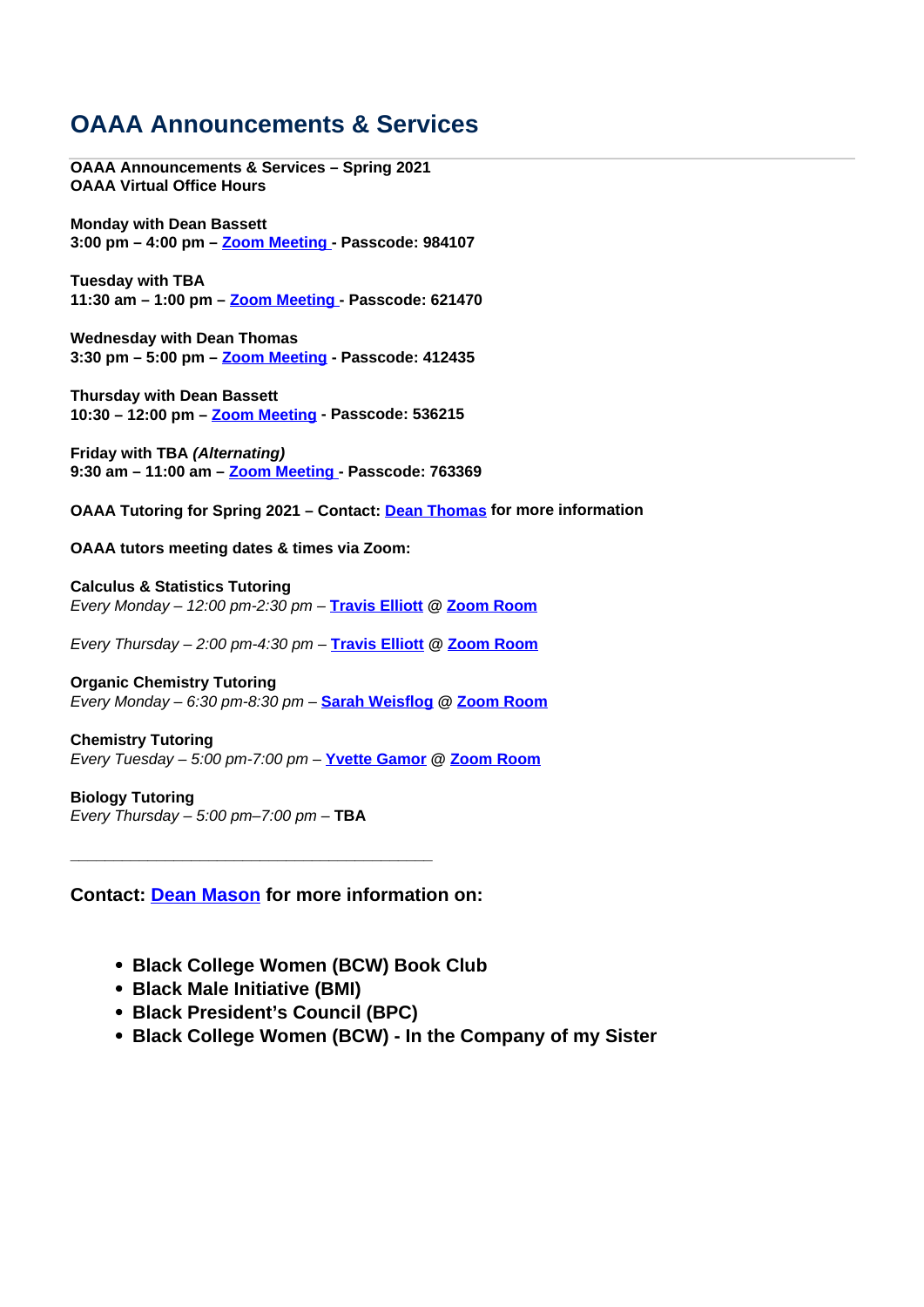## OAAA Announcements & Services

---

**OAAA Announcements & Services – Spring 2021**
**OAAA Virtual Office Hours**

**Monday with Dean Bassett**
**3:00 pm – 4:00 pm – Zoom Meeting - Passcode: 984107**

**Tuesday with TBA**
**11:30 am – 1:00 pm – Zoom Meeting - Passcode: 621470**

**Wednesday with Dean Thomas**
**3:30 pm – 5:00 pm – Zoom Meeting - Passcode: 412435**

**Thursday with Dean Bassett**
**10:30 – 12:00 pm – Zoom Meeting - Passcode: 536215**

**Friday with TBA *(Alternating)***
**9:30 am – 11:00 am – Zoom Meeting - Passcode: 763369**

**OAAA Tutoring for Spring 2021 – Contact: Dean Thomas for more information**

**OAAA tutors meeting dates & times via Zoom:**

**Calculus & Statistics Tutoring**
*Every Monday – 12:00 pm-2:30 pm –* **Travis Elliott @ Zoom Room**

*Every Thursday – 2:00 pm-4:30 pm –* **Travis Elliott @ Zoom Room**

**Organic Chemistry Tutoring**
*Every Monday – 6:30 pm-8:30 pm –* **Sarah Weisflog @ Zoom Room**

**Chemistry Tutoring**
*Every Tuesday – 5:00 pm-7:00 pm –* **Yvette Gamor @ Zoom Room**

**Biology Tutoring**
*Every Thursday – 5:00 pm–7:00 pm –* **TBA**

---

**Contact: Dean Mason for more information on:**

- **Black College Women (BCW) Book Club**
- **Black Male Initiative (BMI)**
- **Black President's Council (BPC)**
- **Black College Women (BCW) - In the Company of my Sister**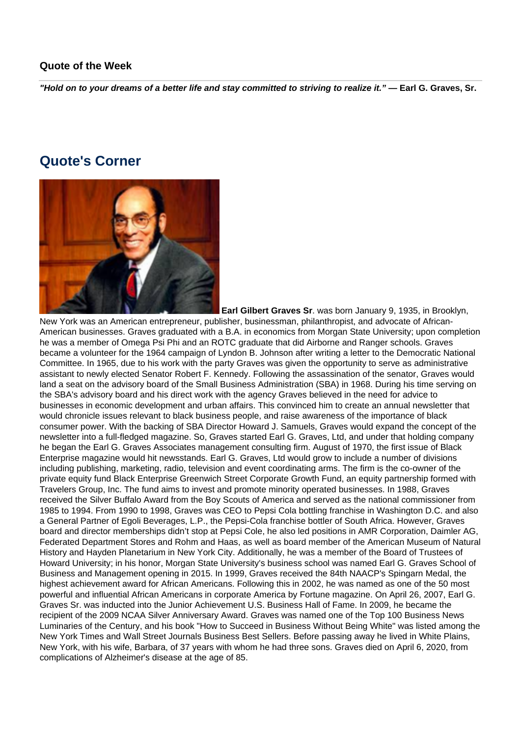**Quote of the Week**

***"Hold on to your dreams of a better life and stay committed to striving to realize it."* — Earl G. Graves, Sr.**

## Quote's Corner

**Earl Gilbert Graves Sr**. was born January 9, 1935, in Brooklyn, New York was an American entrepreneur, publisher, businessman, philanthropist, and advocate of African-American businesses. Graves graduated with a B.A. in economics from Morgan State University; upon completion he was a member of Omega Psi Phi and an ROTC graduate that did Airborne and Ranger schools. Graves became a volunteer for the 1964 campaign of Lyndon B. Johnson after writing a letter to the Democratic National Committee. In 1965, due to his work with the party Graves was given the opportunity to serve as administrative assistant to newly elected Senator Robert F. Kennedy. Following the assassination of the senator, Graves would land a seat on the advisory board of the Small Business Administration (SBA) in 1968. During his time serving on the SBA's advisory board and his direct work with the agency Graves believed in the need for advice to businesses in economic development and urban affairs. This convinced him to create an annual newsletter that would chronicle issues relevant to black business people, and raise awareness of the importance of black consumer power. With the backing of SBA Director Howard J. Samuels, Graves would expand the concept of the newsletter into a full-fledged magazine. So, Graves started Earl G. Graves, Ltd, and under that holding company he began the Earl G. Graves Associates management consulting firm. August of 1970, the first issue of Black Enterprise magazine would hit newsstands. Earl G. Graves, Ltd would grow to include a number of divisions including publishing, marketing, radio, television and event coordinating arms. The firm is the co-owner of the private equity fund Black Enterprise Greenwich Street Corporate Growth Fund, an equity partnership formed with Travelers Group, Inc. The fund aims to invest and promote minority operated businesses. In 1988, Graves received the Silver Buffalo Award from the Boy Scouts of America and served as the national commissioner from 1985 to 1994. From 1990 to 1998, Graves was CEO to Pepsi Cola bottling franchise in Washington D.C. and also a General Partner of Egoli Beverages, L.P., the Pepsi-Cola franchise bottler of South Africa. However, Graves board and director memberships didn't stop at Pepsi Cole, he also led positions in AMR Corporation, Daimler AG, Federated Department Stores and Rohm and Haas, as well as board member of the American Museum of Natural History and Hayden Planetarium in New York City. Additionally, he was a member of the Board of Trustees of Howard University; in his honor, Morgan State University's business school was named Earl G. Graves School of Business and Management opening in 2015. In 1999, Graves received the 84th NAACP's Spingarn Medal, the highest achievement award for African Americans. Following this in 2002, he was named as one of the 50 most powerful and influential African Americans in corporate America by Fortune magazine. On April 26, 2007, Earl G. Graves Sr. was inducted into the Junior Achievement U.S. Business Hall of Fame. In 2009, he became the recipient of the 2009 NCAA Silver Anniversary Award. Graves was named one of the Top 100 Business News Luminaries of the Century, and his book "How to Succeed in Business Without Being White" was listed among the New York Times and Wall Street Journals Business Best Sellers. Before passing away he lived in White Plains, New York, with his wife, Barbara, of 37 years with whom he had three sons. Graves died on April 6, 2020, from complications of Alzheimer's disease at the age of 85.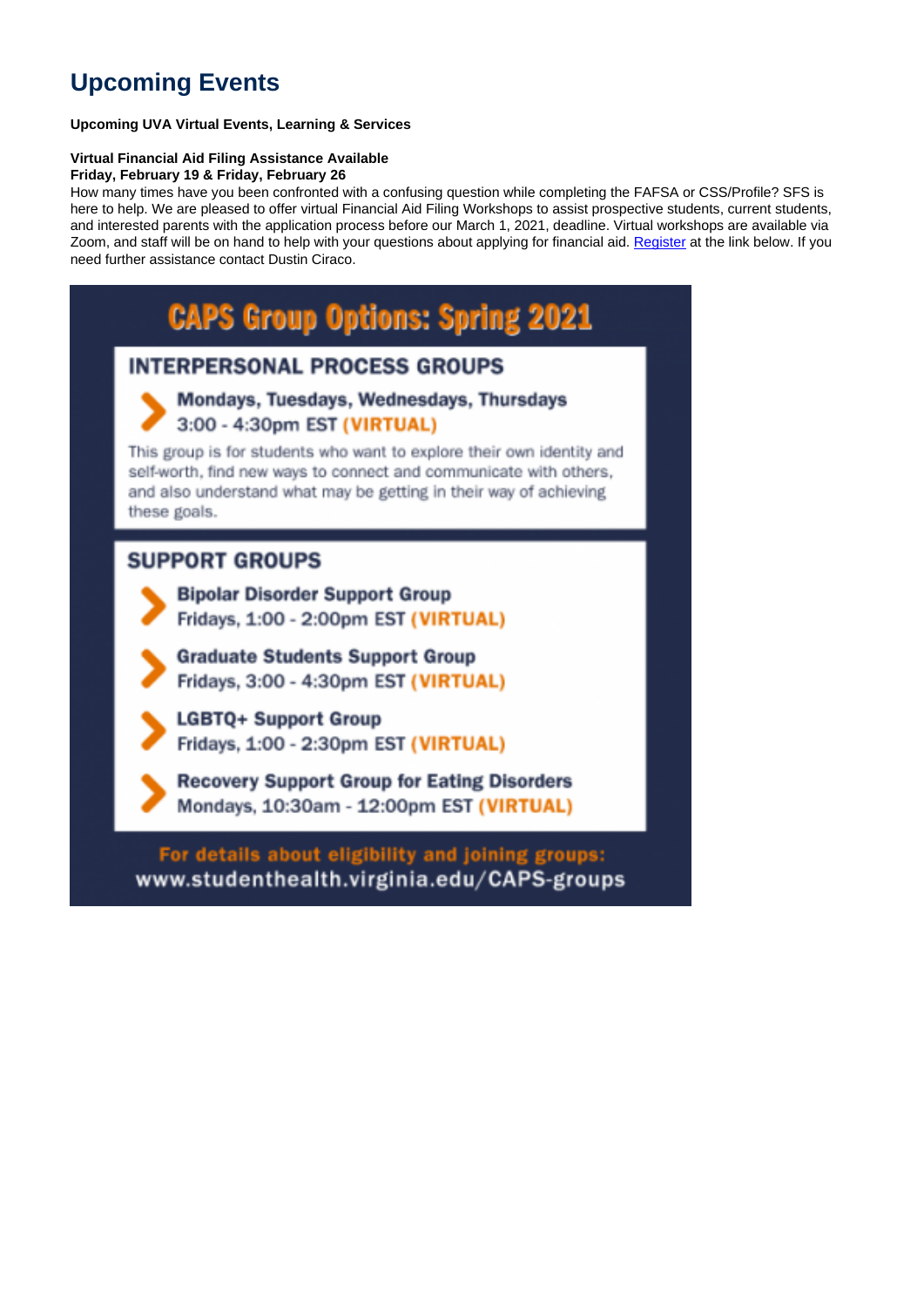# Upcoming Events

**Upcoming UVA Virtual Events, Learning & Services**

**Virtual Financial Aid Filing Assistance Available**
**Friday, February 19 & Friday, February 26**
How many times have you been confronted with a confusing question while completing the FAFSA or CSS/Profile? SFS is here to help. We are pleased to offer virtual Financial Aid Filing Workshops to assist prospective students, current students, and interested parents with the application process before our March 1, 2021, deadline. Virtual workshops are available via Zoom, and staff will be on hand to help with your questions about applying for financial aid. Register at the link below. If you need further assistance contact Dustin Ciraco.

## CAPS Group Options: Spring 2021

### INTERPERSONAL PROCESS GROUPS

- **Mondays, Tuesdays, Wednesdays, Thursdays**
  3:00 - 4:30pm EST **(VIRTUAL)**

This group is for students who want to explore their own identity and self-worth, find new ways to connect and communicate with others, and also understand what may be getting in their way of achieving these goals.

### SUPPORT GROUPS

- **Bipolar Disorder Support Group**
  Fridays, 1:00 - 2:00pm EST **(VIRTUAL)**
- **Graduate Students Support Group**
  Fridays, 3:00 - 4:30pm EST **(VIRTUAL)**
- **LGBTQ+ Support Group**
  Fridays, 1:00 - 2:30pm EST **(VIRTUAL)**
- **Recovery Support Group for Eating Disorders**
  Mondays, 10:30am - 12:00pm EST **(VIRTUAL)**

**For details about eligibility and joining groups:**
**www.studenthealth.virginia.edu/CAPS-groups**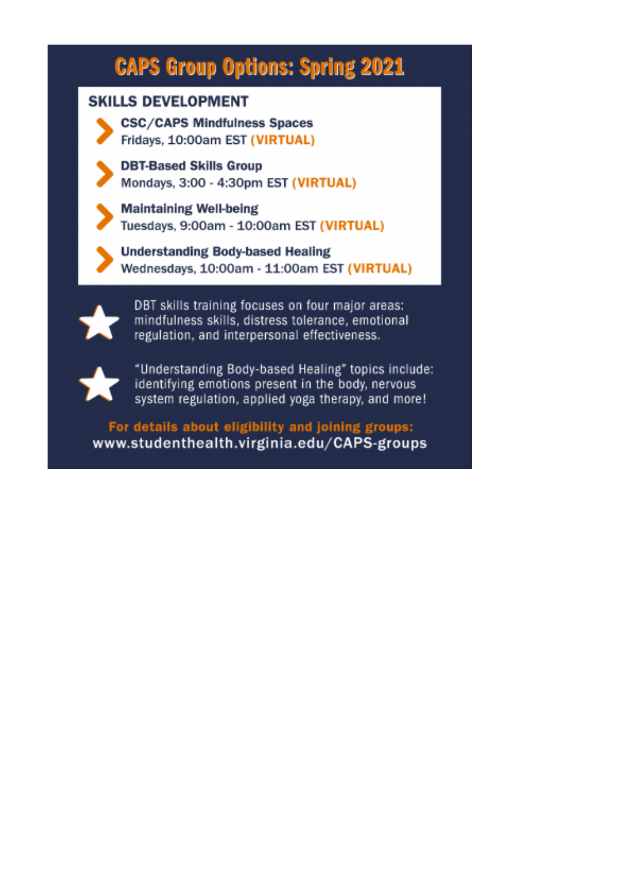# CAPS Group Options: Spring 2021

## SKILLS DEVELOPMENT

- **CSC/CAPS Mindfulness Spaces**
  Fridays, 10:00am EST **(VIRTUAL)**
- **DBT-Based Skills Group**
  Mondays, 3:00 - 4:30pm EST **(VIRTUAL)**
- **Maintaining Well-being**
  Tuesdays, 9:00am - 10:00am EST **(VIRTUAL)**
- **Understanding Body-based Healing**
  Wednesdays, 10:00am - 11:00am EST **(VIRTUAL)**

★ DBT skills training focuses on four major areas: mindfulness skills, distress tolerance, emotional regulation, and interpersonal effectiveness.

★ "Understanding Body-based Healing" topics include: identifying emotions present in the body, nervous system regulation, applied yoga therapy, and more!

**For details about eligibility and joining groups:**
www.studenthealth.virginia.edu/CAPS-groups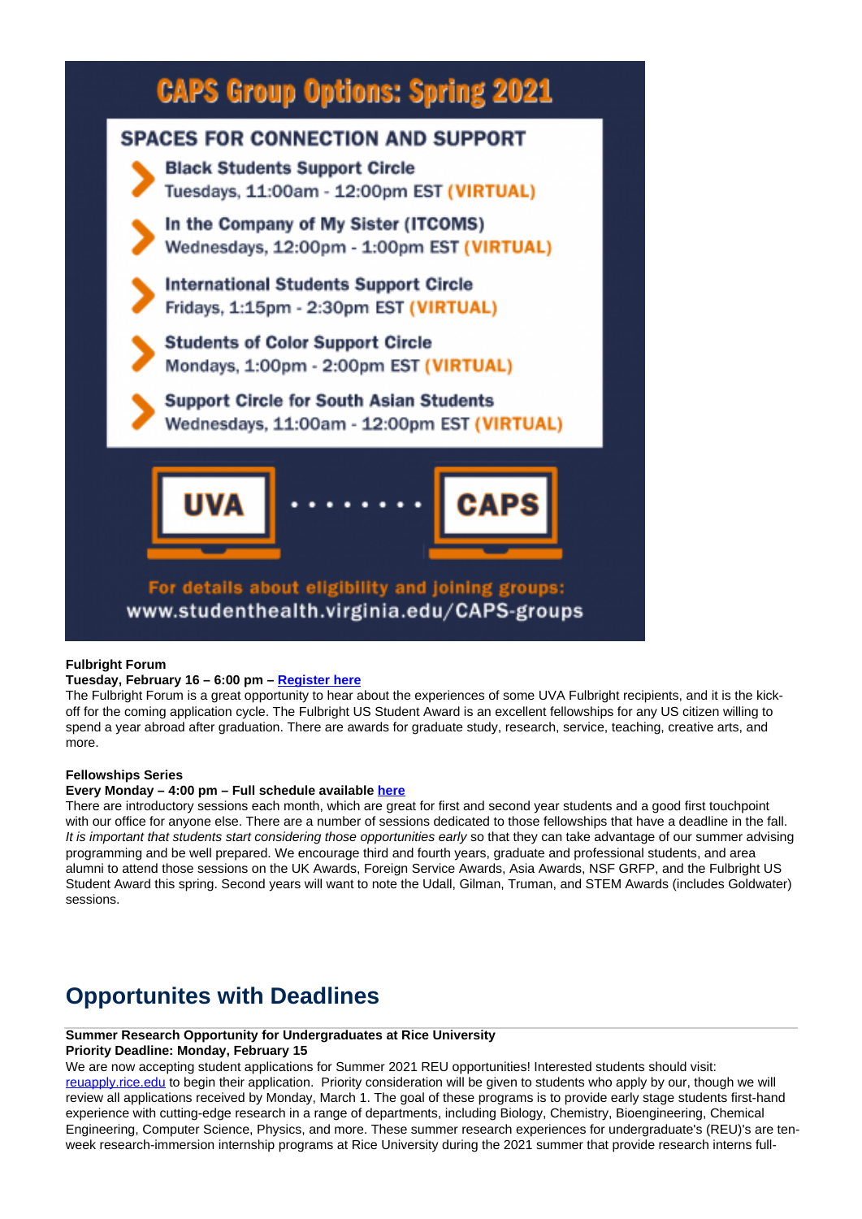# CAPS Group Options: Spring 2021

**SPACES FOR CONNECTION AND SUPPORT**

- **Black Students Support Circle**
  Tuesdays, 11:00am - 12:00pm EST **(VIRTUAL)**
- **In the Company of My Sister (ITCOMS)**
  Wednesdays, 12:00pm - 1:00pm EST **(VIRTUAL)**
- **International Students Support Circle**
  Fridays, 1:15pm - 2:30pm EST **(VIRTUAL)**
- **Students of Color Support Circle**
  Mondays, 1:00pm - 2:00pm EST **(VIRTUAL)**
- **Support Circle for South Asian Students**
  Wednesdays, 11:00am - 12:00pm EST **(VIRTUAL)**

UVA ········· CAPS

For details about eligibility and joining groups:
www.studenthealth.virginia.edu/CAPS-groups

**Fulbright Forum**
**Tuesday, February 16 – 6:00 pm – Register here**
The Fulbright Forum is a great opportunity to hear about the experiences of some UVA Fulbright recipients, and it is the kick-off for the coming application cycle. The Fulbright US Student Award is an excellent fellowships for any US citizen willing to spend a year abroad after graduation. There are awards for graduate study, research, service, teaching, creative arts, and more.

**Fellowships Series**
**Every Monday – 4:00 pm – Full schedule available here**
There are introductory sessions each month, which are great for first and second year students and a good first touchpoint with our office for anyone else. There are a number of sessions dedicated to those fellowships that have a deadline in the fall. *It is important that students start considering those opportunities early* so that they can take advantage of our summer advising programming and be well prepared. We encourage third and fourth years, graduate and professional students, and area alumni to attend those sessions on the UK Awards, Foreign Service Awards, Asia Awards, NSF GRFP, and the Fulbright US Student Award this spring. Second years will want to note the Udall, Gilman, Truman, and STEM Awards (includes Goldwater) sessions.

## Opportunites with Deadlines

**Summer Research Opportunity for Undergraduates at Rice University**
**Priority Deadline: Monday, February 15**
We are now accepting student applications for Summer 2021 REU opportunities! Interested students should visit: reuapply.rice.edu to begin their application. Priority consideration will be given to students who apply by our, though we will review all applications received by Monday, March 1. The goal of these programs is to provide early stage students first-hand experience with cutting-edge research in a range of departments, including Biology, Chemistry, Bioengineering, Chemical Engineering, Computer Science, Physics, and more. These summer research experiences for undergraduate's (REU)'s are ten-week research-immersion internship programs at Rice University during the 2021 summer that provide research interns full-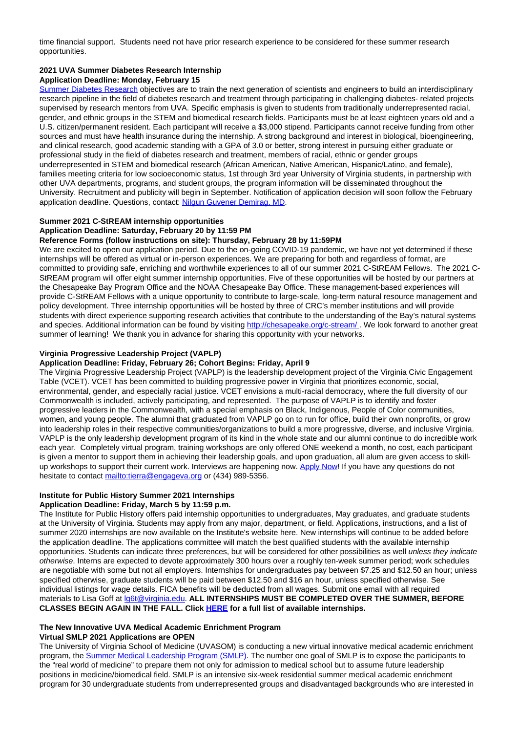time financial support. Students need not have prior research experience to be considered for these summer research opportunities.

**2021 UVA Summer Diabetes Research Internship**
**Application Deadline: Monday, February 15**

Summer Diabetes Research objectives are to train the next generation of scientists and engineers to build an interdisciplinary research pipeline in the field of diabetes research and treatment through participating in challenging diabetes- related projects supervised by research mentors from UVA. Specific emphasis is given to students from traditionally underrepresented racial, gender, and ethnic groups in the STEM and biomedical research fields. Participants must be at least eighteen years old and a U.S. citizen/permanent resident. Each participant will receive a $3,000 stipend. Participants cannot receive funding from other sources and must have health insurance during the internship. A strong background and interest in biological, bioengineering, and clinical research, good academic standing with a GPA of 3.0 or better, strong interest in pursuing either graduate or professional study in the field of diabetes research and treatment, members of racial, ethnic or gender groups underrepresented in STEM and biomedical research (African American, Native American, Hispanic/Latino, and female), families meeting criteria for low socioeconomic status, 1st through 3rd year University of Virginia students, in partnership with other UVA departments, programs, and student groups, the program information will be disseminated throughout the University. Recruitment and publicity will begin in September. Notification of application decision will soon follow the February application deadline. Questions, contact: Nilgun Guvener Demirag, MD.

**Summer 2021 C-StREAM internship opportunities**
**Application Deadline: Saturday, February 20 by 11:59 PM**
**Reference Forms (follow instructions on site): Thursday, February 28 by 11:59PM**

We are excited to open our application period. Due to the on-going COVID-19 pandemic, we have not yet determined if these internships will be offered as virtual or in-person experiences. We are preparing for both and regardless of format, are committed to providing safe, enriching and worthwhile experiences to all of our summer 2021 C-StREAM Fellows. The 2021 C-StREAM program will offer eight summer internship opportunities. Five of these opportunities will be hosted by our partners at the Chesapeake Bay Program Office and the NOAA Chesapeake Bay Office. These management-based experiences will provide C-StREAM Fellows with a unique opportunity to contribute to large-scale, long-term natural resource management and policy development. Three internship opportunities will be hosted by three of CRC's member institutions and will provide students with direct experience supporting research activities that contribute to the understanding of the Bay's natural systems and species. Additional information can be found by visiting http://chesapeake.org/c-stream/ . We look forward to another great summer of learning! We thank you in advance for sharing this opportunity with your networks.

**Virginia Progressive Leadership Project (VAPLP)**
**Application Deadline: Friday, February 26; Cohort Begins: Friday, April 9**

The Virginia Progressive Leadership Project (VAPLP) is the leadership development project of the Virginia Civic Engagement Table (VCET). VCET has been committed to building progressive power in Virginia that prioritizes economic, social, environmental, gender, and especially racial justice. VCET envisions a multi-racial democracy, where the full diversity of our Commonwealth is included, actively participating, and represented. The purpose of VAPLP is to identify and foster progressive leaders in the Commonwealth, with a special emphasis on Black, Indigenous, People of Color communities, women, and young people. The alumni that graduated from VAPLP go on to run for office, build their own nonprofits, or grow into leadership roles in their respective communities/organizations to build a more progressive, diverse, and inclusive Virginia. VAPLP is the only leadership development program of its kind in the whole state and our alumni continue to do incredible work each year. Completely virtual program, training workshops are only offered ONE weekend a month, no cost, each participant is given a mentor to support them in achieving their leadership goals, and upon graduation, all alum are given access to skill-up workshops to support their current work. Interviews are happening now. Apply Now! If you have any questions do not hesitate to contact mailto:tierra@engageva.org or (434) 989-5356.

**Institute for Public History Summer 2021 Internships**
**Application Deadline: Friday, March 5 by 11:59 p.m.**

The Institute for Public History offers paid internship opportunities to undergraduates, May graduates, and graduate students at the University of Virginia. Students may apply from any major, department, or field. Applications, instructions, and a list of summer 2020 internships are now available on the Institute's website here. New internships will continue to be added before the application deadline. The applications committee will match the best qualified students with the available internship opportunities. Students can indicate three preferences, but will be considered for other possibilities as well *unless they indicate otherwise*. Interns are expected to devote approximately 300 hours over a roughly ten-week summer period; work schedules are negotiable with some but not all employers. Internships for undergraduates pay between $7.25 and $12.50 an hour; unless specified otherwise, graduate students will be paid between $12.50 and $16 an hour, unless specified otherwise. See individual listings for wage details. FICA benefits will be deducted from all wages. Submit one email with all required materials to Lisa Goff at lg6t@virginia.edu. **ALL INTERNSHIPS MUST BE COMPLETED OVER THE SUMMER, BEFORE CLASSES BEGIN AGAIN IN THE FALL. Click HERE for a full list of available internships.**

**The New Innovative UVA Medical Academic Enrichment Program**
**Virtual SMLP 2021 Applications are OPEN**

The University of Virginia School of Medicine (UVASOM) is conducting a new virtual innovative medical academic enrichment program, the Summer Medical Leadership Program (SMLP). The number one goal of SMLP is to expose the participants to the "real world of medicine" to prepare them not only for admission to medical school but to assume future leadership positions in medicine/biomedical field. SMLP is an intensive six-week residential summer medical academic enrichment program for 30 undergraduate students from underrepresented groups and disadvantaged backgrounds who are interested in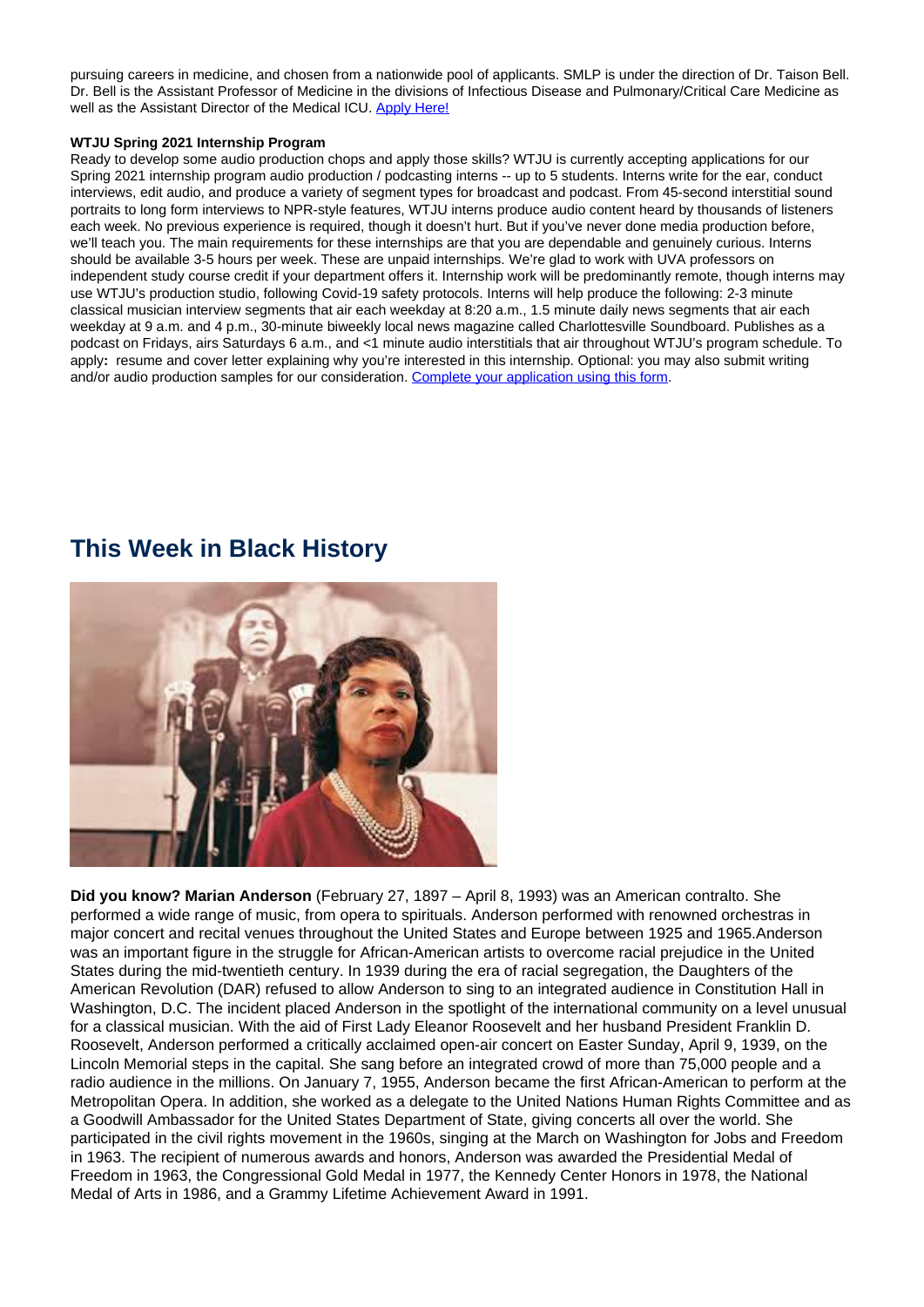pursuing careers in medicine, and chosen from a nationwide pool of applicants. SMLP is under the direction of Dr. Taison Bell. Dr. Bell is the Assistant Professor of Medicine in the divisions of Infectious Disease and Pulmonary/Critical Care Medicine as well as the Assistant Director of the Medical ICU. [Apply Here!]

**WTJU Spring 2021 Internship Program**
Ready to develop some audio production chops and apply those skills? WTJU is currently accepting applications for our Spring 2021 internship program audio production / podcasting interns -- up to 5 students. Interns write for the ear, conduct interviews, edit audio, and produce a variety of segment types for broadcast and podcast. From 45-second interstitial sound portraits to long form interviews to NPR-style features, WTJU interns produce audio content heard by thousands of listeners each week. No previous experience is required, though it doesn't hurt. But if you've never done media production before, we'll teach you. The main requirements for these internships are that you are dependable and genuinely curious. Interns should be available 3-5 hours per week. These are unpaid internships. We're glad to work with UVA professors on independent study course credit if your department offers it. Internship work will be predominantly remote, though interns may use WTJU's production studio, following Covid-19 safety protocols. Interns will help produce the following: 2-3 minute classical musician interview segments that air each weekday at 8:20 a.m., 1.5 minute daily news segments that air each weekday at 9 a.m. and 4 p.m., 30-minute biweekly local news magazine called Charlottesville Soundboard. Publishes as a podcast on Fridays, airs Saturdays 6 a.m., and <1 minute audio interstitials that air throughout WTJU's program schedule. To apply**:** resume and cover letter explaining why you're interested in this internship. Optional: you may also submit writing and/or audio production samples for our consideration. [Complete your application using this form].

## This Week in Black History

**Did you know? Marian Anderson** (February 27, 1897 – April 8, 1993) was an American contralto. She performed a wide range of music, from opera to spirituals. Anderson performed with renowned orchestras in major concert and recital venues throughout the United States and Europe between 1925 and 1965.Anderson was an important figure in the struggle for African-American artists to overcome racial prejudice in the United States during the mid-twentieth century. In 1939 during the era of racial segregation, the Daughters of the American Revolution (DAR) refused to allow Anderson to sing to an integrated audience in Constitution Hall in Washington, D.C. The incident placed Anderson in the spotlight of the international community on a level unusual for a classical musician. With the aid of First Lady Eleanor Roosevelt and her husband President Franklin D. Roosevelt, Anderson performed a critically acclaimed open-air concert on Easter Sunday, April 9, 1939, on the Lincoln Memorial steps in the capital. She sang before an integrated crowd of more than 75,000 people and a radio audience in the millions. On January 7, 1955, Anderson became the first African-American to perform at the Metropolitan Opera. In addition, she worked as a delegate to the United Nations Human Rights Committee and as a Goodwill Ambassador for the United States Department of State, giving concerts all over the world. She participated in the civil rights movement in the 1960s, singing at the March on Washington for Jobs and Freedom in 1963. The recipient of numerous awards and honors, Anderson was awarded the Presidential Medal of Freedom in 1963, the Congressional Gold Medal in 1977, the Kennedy Center Honors in 1978, the National Medal of Arts in 1986, and a Grammy Lifetime Achievement Award in 1991.